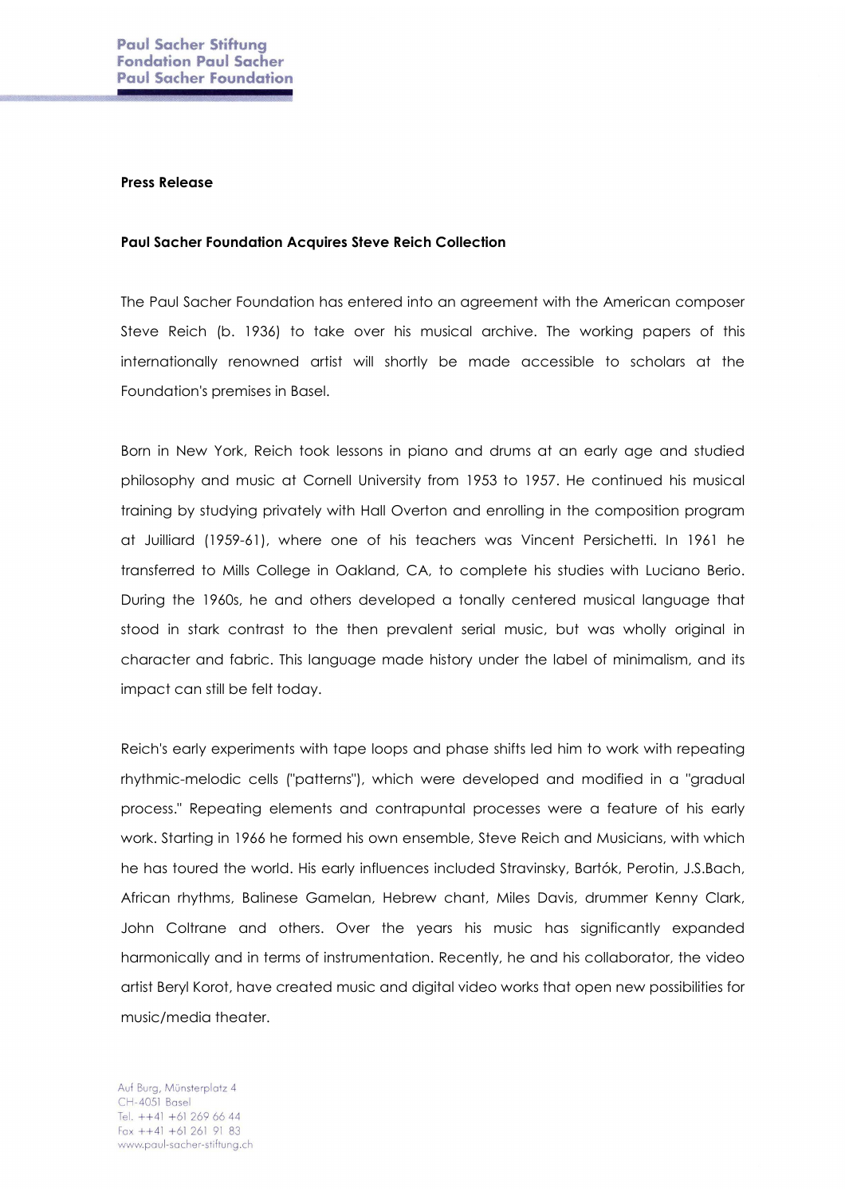Paul Sacher Stiftung
Fondation Paul Sacher
Paul Sacher Foundation

**Press Release**

**Paul Sacher Foundation Acquires Steve Reich Collection**

The Paul Sacher Foundation has entered into an agreement with the American composer Steve Reich (b. 1936) to take over his musical archive. The working papers of this internationally renowned artist will shortly be made accessible to scholars at the Foundation's premises in Basel.

Born in New York, Reich took lessons in piano and drums at an early age and studied philosophy and music at Cornell University from 1953 to 1957. He continued his musical training by studying privately with Hall Overton and enrolling in the composition program at Juilliard (1959-61), where one of his teachers was Vincent Persichetti. In 1961 he transferred to Mills College in Oakland, CA, to complete his studies with Luciano Berio. During the 1960s, he and others developed a tonally centered musical language that stood in stark contrast to the then prevalent serial music, but was wholly original in character and fabric. This language made history under the label of minimalism, and its impact can still be felt today.

Reich's early experiments with tape loops and phase shifts led him to work with repeating rhythmic-melodic cells ("patterns"), which were developed and modified in a "gradual process." Repeating elements and contrapuntal processes were a feature of his early work. Starting in 1966 he formed his own ensemble, Steve Reich and Musicians, with which he has toured the world. His early influences included Stravinsky, Bartók, Perotin, J.S.Bach, African rhythms, Balinese Gamelan, Hebrew chant, Miles Davis, drummer Kenny Clark, John Coltrane and others. Over the years his music has significantly expanded harmonically and in terms of instrumentation. Recently, he and his collaborator, the video artist Beryl Korot, have created music and digital video works that open new possibilities for music/media theater.

Auf Burg, Münsterplatz 4
CH-4051 Basel
Tel. ++41 +61 269 66 44
Fax ++41 +61 261 91 83
www.paul-sacher-stiftung.ch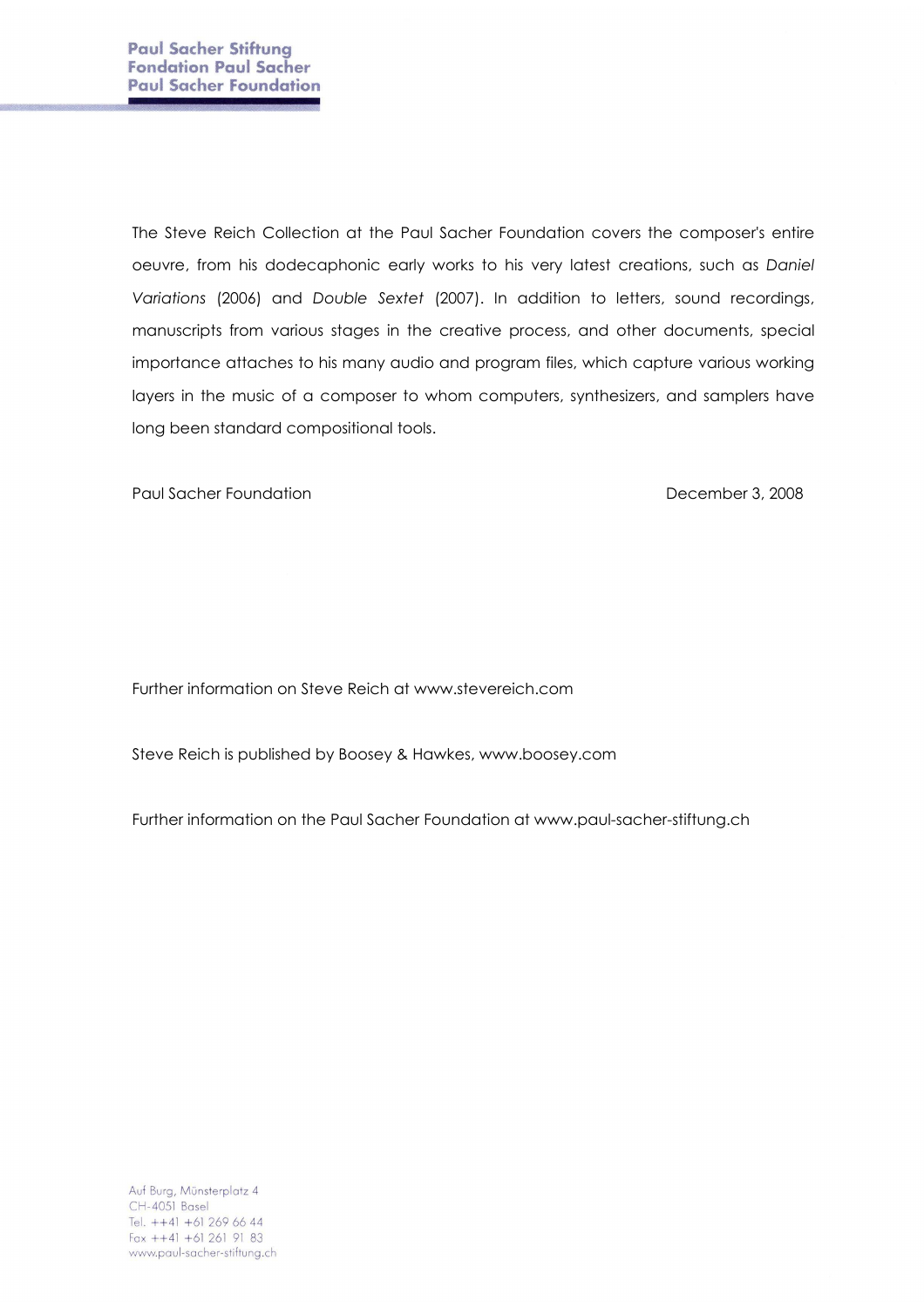The Steve Reich Collection at the Paul Sacher Foundation covers the composer's entire oeuvre, from his dodecaphonic early works to his very latest creations, such as *Daniel Variations* (2006) and *Double Sextet* (2007). In addition to letters, sound recordings, manuscripts from various stages in the creative process, and other documents, special importance attaches to his many audio and program files, which capture various working layers in the music of a composer to whom computers, synthesizers, and samplers have long been standard compositional tools.

Paul Sacher Foundation — December 3, 2008

Further information on Steve Reich at www.stevereich.com

Steve Reich is published by Boosey & Hawkes, www.boosey.com

Further information on the Paul Sacher Foundation at www.paul-sacher-stiftung.ch